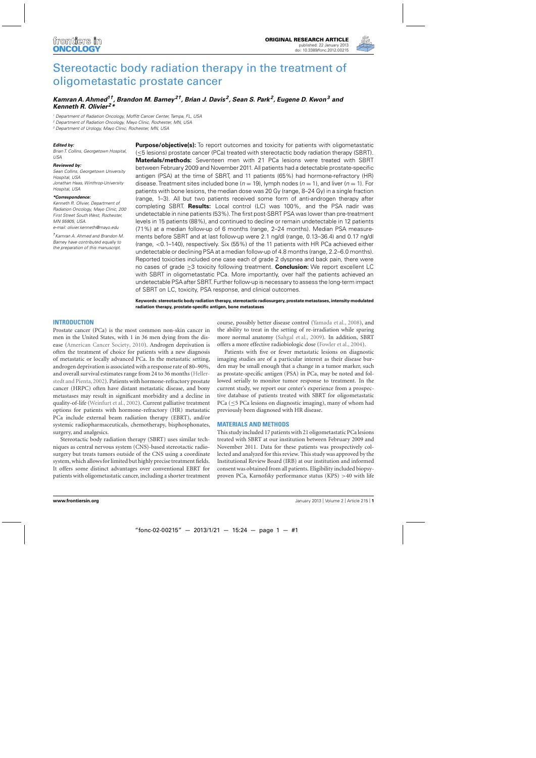# Stereotactic body radiation therapy in the treatment of oligometastatic prostate cancer

***Kamran A. Ahmed[1†], Brandon M. Barney[2†], Brian J. Davis[2], Sean S. Park[2], Eugene D. Kwon[3] and Kenneth R. Olivier[2*]***

[1] *Department of Radiation Oncology, Moffitt Cancer Center, Tampa, FL, USA*
[2] *Department of Radiation Oncology, Mayo Clinic, Rochester, MN, USA*
[3] *Department of Urology, Mayo Clinic, Rochester, MN, USA*

***Edited by:***
*Brian T. Collins, Georgetown Hospital, USA*

***Reviewed by:***
*Sean Collins, Georgetown University Hospital, USA*
*Jonathan Haas, Winthrop-University Hospital, USA*

***\*Correspondence:***
*Kenneth R. Olivier, Department of Radiation Oncology, Mayo Clinic, 200 First Street South West, Rochester, MN 55905, USA.*
*e-mail: olivier.kenneth@mayo.edu*

*†Kamran A. Ahmed and Brandon M. Barney have contributed equally to the preparation of this manuscript.*

**Purpose/objective(s):** To report outcomes and toxicity for patients with oligometastatic (≤5 lesions) prostate cancer (PCa) treated with stereotactic body radiation therapy (SBRT). **Materials/methods:** Seventeen men with 21 PCa lesions were treated with SBRT between February 2009 and November 2011. All patients had a detectable prostate-specific antigen (PSA) at the time of SBRT, and 11 patients (65%) had hormone-refractory (HR) disease. Treatment sites included bone ($n = 19$), lymph nodes ($n = 1$), and liver ($n = 1$). For patients with bone lesions, the median dose was 20 Gy (range, 8–24 Gy) in a single fraction (range, 1–3). All but two patients received some form of anti-androgen therapy after completing SBRT. **Results:** Local control (LC) was 100%, and the PSA nadir was undetectable in nine patients (53%). The first post-SBRT PSA was lower than pre-treatment levels in 15 patients (88%), and continued to decline or remain undetectable in 12 patients (71%) at a median follow-up of 6 months (range, 2–24 months). Median PSA measurements before SBRT and at last follow-up were 2.1 ng/dl (range, 0.13–36.4) and 0.17 ng/dl (range, <0.1–140), respectively. Six (55%) of the 11 patients with HR PCa achieved either undetectable or declining PSA at a median follow-up of 4.8 months (range, 2.2–6.0 months). Reported toxicities included one case each of grade 2 dyspnea and back pain, there were no cases of grade ≥3 toxicity following treatment. **Conclusion:** We report excellent LC with SBRT in oligometastatic PCa. More importantly, over half the patients achieved an undetectable PSA after SBRT. Further follow-up is necessary to assess the long-term impact of SBRT on LC, toxicity, PSA response, and clinical outcomes.

**Keywords: stereotactic body radiation therapy, stereotactic radiosurgery, prostate metastases, intensity-modulated radiation therapy, prostate-specific antigen, bone metastases**

## INTRODUCTION

Prostate cancer (PCa) is the most common non-skin cancer in men in the United States, with 1 in 36 men dying from the disease (American Cancer Society, 2010). Androgen deprivation is often the treatment of choice for patients with a new diagnosis of metastatic or locally advanced PCa. In the metastatic setting, androgen deprivation is associated with a response rate of 80–90%, and overall survival estimates range from 24 to 36 months (Hellerstedt and Pienta, 2002). Patients with hormone-refractory prostate cancer (HRPC) often have distant metastatic disease, and bony metastases may result in significant morbidity and a decline in quality-of-life (Weinfurt et al., 2002). Current palliative treatment options for patients with hormone-refractory (HR) metastatic PCa include external beam radiation therapy (EBRT), and/or systemic radiopharmaceuticals, chemotherapy, bisphosphonates, surgery, and analgesics.

Stereotactic body radiation therapy (SBRT) uses similar techniques as central nervous system (CNS)-based stereotactic radiosurgery but treats tumors outside of the CNS using a coordinate system, which allows for limited but highly precise treatment fields. It offers some distinct advantages over conventional EBRT for patients with oligometastatic cancer, including a shorter treatment course, possibly better disease control (Yamada et al., 2008), and the ability to treat in the setting of re-irradiation while sparing more normal anatomy (Sahgal et al., 2009). In addition, SBRT offers a more effective radiobiologic dose (Fowler et al., 2004).

Patients with five or fewer metastatic lesions on diagnostic imaging studies are of a particular interest as their disease burden may be small enough that a change in a tumor marker, such as prostate-specific antigen (PSA) in PCa, may be noted and followed serially to monitor tumor response to treatment. In the current study, we report our center's experience from a prospective database of patients treated with SBRT for oligometastatic PCa (≤5 PCa lesions on diagnostic imaging), many of whom had previously been diagnosed with HR disease.

## MATERIALS AND METHODS

This study included 17 patients with 21 oligometastatic PCa lesions treated with SBRT at our institution between February 2009 and November 2011. Data for these patients was prospectively collected and analyzed for this review. This study was approved by the Institutional Review Board (IRB) at our institution and informed consent was obtained from all patients. Eligibility included biopsy-proven PCa, Karnofsky performance status (KPS) >40 with life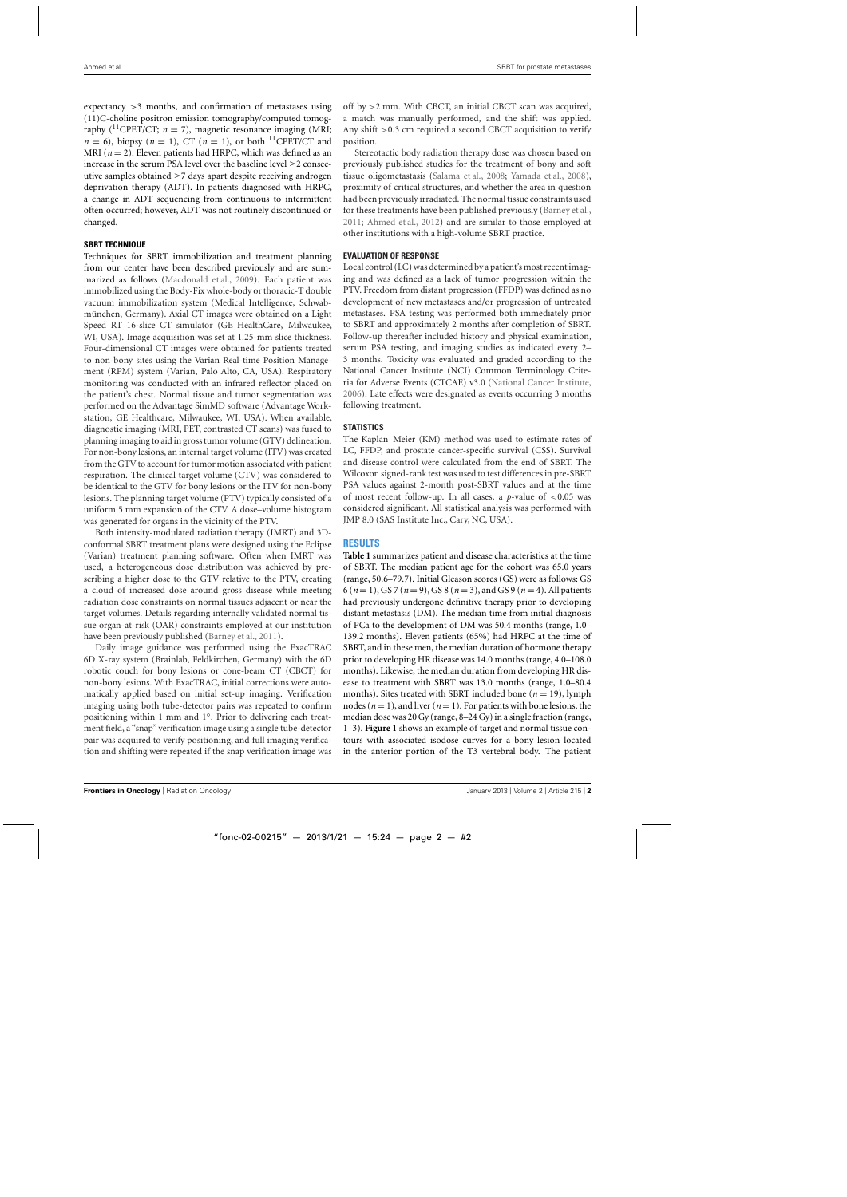expectancy >3 months, and confirmation of metastases using (11)C-choline positron emission tomography/computed tomography ($^{11}$CPET/CT; $n = 7$), magnetic resonance imaging (MRI; $n = 6$), biopsy ($n = 1$), CT ($n = 1$), or both $^{11}$CPET/CT and MRI ($n = 2$). Eleven patients had HRPC, which was defined as an increase in the serum PSA level over the baseline level ≥2 consecutive samples obtained ≥7 days apart despite receiving androgen deprivation therapy (ADT). In patients diagnosed with HRPC, a change in ADT sequencing from continuous to intermittent often occurred; however, ADT was not routinely discontinued or changed.

### SBRT TECHNIQUE

Techniques for SBRT immobilization and treatment planning from our center have been described previously and are summarized as follows (Macdonald et al., 2009). Each patient was immobilized using the Body-Fix whole-body or thoracic-T double vacuum immobilization system (Medical Intelligence, Schwabmünchen, Germany). Axial CT images were obtained on a Light Speed RT 16-slice CT simulator (GE HealthCare, Milwaukee, WI, USA). Image acquisition was set at 1.25-mm slice thickness. Four-dimensional CT images were obtained for patients treated to non-bony sites using the Varian Real-time Position Management (RPM) system (Varian, Palo Alto, CA, USA). Respiratory monitoring was conducted with an infrared reflector placed on the patient's chest. Normal tissue and tumor segmentation was performed on the Advantage SimMD software (Advantage Workstation, GE Healthcare, Milwaukee, WI, USA). When available, diagnostic imaging (MRI, PET, contrasted CT scans) was fused to planning imaging to aid in gross tumor volume (GTV) delineation. For non-bony lesions, an internal target volume (ITV) was created from the GTV to account for tumor motion associated with patient respiration. The clinical target volume (CTV) was considered to be identical to the GTV for bony lesions or the ITV for non-bony lesions. The planning target volume (PTV) typically consisted of a uniform 5 mm expansion of the CTV. A dose–volume histogram was generated for organs in the vicinity of the PTV.

Both intensity-modulated radiation therapy (IMRT) and 3D-conformal SBRT treatment plans were designed using the Eclipse (Varian) treatment planning software. Often when IMRT was used, a heterogeneous dose distribution was achieved by prescribing a higher dose to the GTV relative to the PTV, creating a cloud of increased dose around gross disease while meeting radiation dose constraints on normal tissues adjacent or near the target volumes. Details regarding internally validated normal tissue organ-at-risk (OAR) constraints employed at our institution have been previously published (Barney et al., 2011).

Daily image guidance was performed using the ExacTRAC 6D X-ray system (Brainlab, Feldkirchen, Germany) with the 6D robotic couch for bony lesions or cone-beam CT (CBCT) for non-bony lesions. With ExacTRAC, initial corrections were automatically applied based on initial set-up imaging. Verification imaging using both tube-detector pairs was repeated to confirm positioning within 1 mm and 1°. Prior to delivering each treatment field, a "snap" verification image using a single tube-detector pair was acquired to verify positioning, and full imaging verification and shifting were repeated if the snap verification image was off by >2 mm. With CBCT, an initial CBCT scan was acquired, a match was manually performed, and the shift was applied. Any shift >0.3 cm required a second CBCT acquisition to verify position.

Stereotactic body radiation therapy dose was chosen based on previously published studies for the treatment of bony and soft tissue oligometastasis (Salama et al., 2008; Yamada et al., 2008), proximity of critical structures, and whether the area in question had been previously irradiated. The normal tissue constraints used for these treatments have been published previously (Barney et al., 2011; Ahmed et al., 2012) and are similar to those employed at other institutions with a high-volume SBRT practice.

### EVALUATION OF RESPONSE

Local control (LC) was determined by a patient's most recent imaging and was defined as a lack of tumor progression within the PTV. Freedom from distant progression (FFDP) was defined as no development of new metastases and/or progression of untreated metastases. PSA testing was performed both immediately prior to SBRT and approximately 2 months after completion of SBRT. Follow-up thereafter included history and physical examination, serum PSA testing, and imaging studies as indicated every 2–3 months. Toxicity was evaluated and graded according to the National Cancer Institute (NCI) Common Terminology Criteria for Adverse Events (CTCAE) v3.0 (National Cancer Institute, 2006). Late effects were designated as events occurring 3 months following treatment.

### STATISTICS

The Kaplan–Meier (KM) method was used to estimate rates of LC, FFDP, and prostate cancer-specific survival (CSS). Survival and disease control were calculated from the end of SBRT. The Wilcoxon signed-rank test was used to test differences in pre-SBRT PSA values against 2-month post-SBRT values and at the time of most recent follow-up. In all cases, a $p$-value of $<0.05$ was considered significant. All statistical analysis was performed with JMP 8.0 (SAS Institute Inc., Cary, NC, USA).

## RESULTS

**Table 1** summarizes patient and disease characteristics at the time of SBRT. The median patient age for the cohort was 65.0 years (range, 50.6–79.7). Initial Gleason scores (GS) were as follows: GS 6 ($n = 1$), GS 7 ($n = 9$), GS 8 ($n = 3$), and GS 9 ($n = 4$). All patients had previously undergone definitive therapy prior to developing distant metastasis (DM). The median time from initial diagnosis of PCa to the development of DM was 50.4 months (range, 1.0–139.2 months). Eleven patients (65%) had HRPC at the time of SBRT, and in these men, the median duration of hormone therapy prior to developing HR disease was 14.0 months (range, 4.0–108.0 months). Likewise, the median duration from developing HR disease to treatment with SBRT was 13.0 months (range, 1.0–80.4 months). Sites treated with SBRT included bone ($n = 19$), lymph nodes ($n = 1$), and liver ($n = 1$). For patients with bone lesions, the median dose was 20 Gy (range, 8–24 Gy) in a single fraction (range, 1–3). **Figure 1** shows an example of target and normal tissue contours with associated isodose curves for a bony lesion located in the anterior portion of the T3 vertebral body. The patient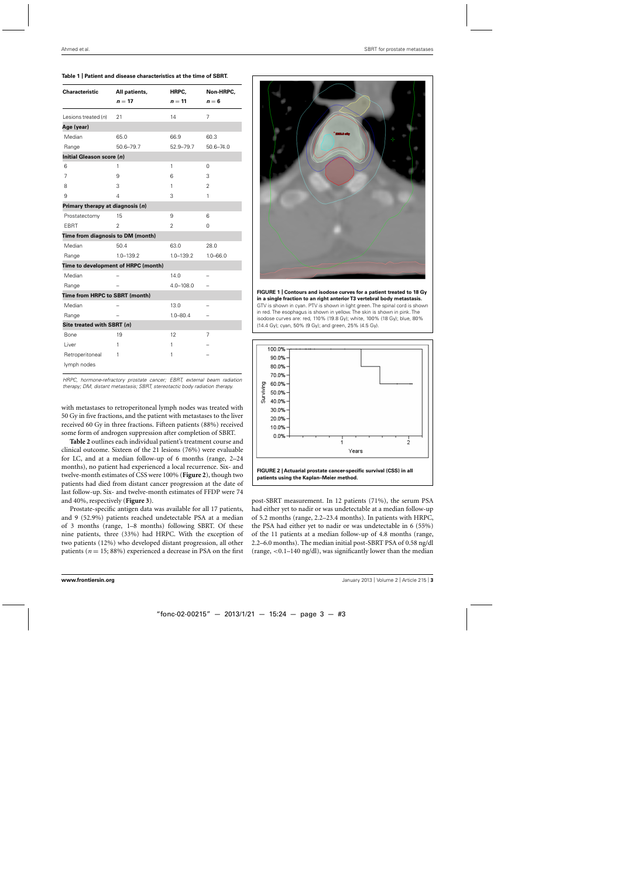**Table 1 | Patient and disease characteristics at the time of SBRT.**

| Characteristic | All patients, $n = 17$ | HRPC, $n = 11$ | Non-HRPC, $n = 6$ |
|---|---|---|---|
| Lesions treated (n) | 21 | 14 | 7 |
| **Age (year)** | | | |
| Median | 65.0 | 66.9 | 60.3 |
| Range | 50.6–79.7 | 52.9–79.7 | 50.6–74.0 |
| **Initial Gleason score (*n*)** | | | |
| 6 | 1 | 1 | 0 |
| 7 | 9 | 6 | 3 |
| 8 | 3 | 1 | 2 |
| 9 | 4 | 3 | 1 |
| **Primary therapy at diagnosis (*n*)** | | | |
| Prostatectomy | 15 | 9 | 6 |
| EBRT | 2 | 2 | 0 |
| **Time from diagnosis to DM (month)** | | | |
| Median | 50.4 | 63.0 | 28.0 |
| Range | 1.0–139.2 | 1.0–139.2 | 1.0–66.0 |
| **Time to development of HRPC (month)** | | | |
| Median | – | 14.0 | – |
| Range | – | 4.0–108.0 | – |
| **Time from HRPC to SBRT (month)** | | | |
| Median | – | 13.0 | – |
| Range | – | 1.0–80.4 | – |
| **Site treated with SBRT (*n*)** | | | |
| Bone | 19 | 12 | 7 |
| Liver | 1 | 1 | – |
| Retroperitoneal lymph nodes | 1 | 1 | – |

*HRPC, hormone-refractory prostate cancer; EBRT, external beam radiation therapy; DM, distant metastasis; SBRT, stereotactic body radiation therapy.*

with metastases to retroperitoneal lymph nodes was treated with 50 Gy in five fractions, and the patient with metastases to the liver received 60 Gy in three fractions. Fifteen patients (88%) received some form of androgen suppression after completion of SBRT.

**Table 2** outlines each individual patient's treatment course and clinical outcome. Sixteen of the 21 lesions (76%) were evaluable for LC, and at a median follow-up of 6 months (range, 2–24 months), no patient had experienced a local recurrence. Six- and twelve-month estimates of CSS were 100% (**Figure 2**), though two patients had died from distant cancer progression at the date of last follow-up. Six- and twelve-month estimates of FFDP were 74 and 40%, respectively (**Figure 3**).

Prostate-specific antigen data was available for all 17 patients, and 9 (52.9%) patients reached undetectable PSA at a median of 3 months (range, 1–8 months) following SBRT. Of these nine patients, three (33%) had HRPC. With the exception of two patients (12%) who developed distant progression, all other patients ($n = 15$; 88%) experienced a decrease in PSA on the first post-SBRT measurement. In 12 patients (71%), the serum PSA had either yet to nadir or was undetectable at a median follow-up of 5.2 months (range, 2.2–23.4 months). In patients with HRPC, the PSA had either yet to nadir or was undetectable in 6 (55%) of the 11 patients at a median follow-up of 4.8 months (range, 2.2–6.0 months). The median initial post-SBRT PSA of 0.58 ng/dl (range, <0.1–140 ng/dl), was significantly lower than the median

**FIGURE 1 | Contours and isodose curves for a patient treated to 18 Gy in a single fraction to an right anterior T3 vertebral body metastasis.** GTV is shown in cyan. PTV is shown in light green. The spinal cord is shown in red. The esophagus is shown in yellow. The skin is shown in pink. The isodose curves are: red, 110% (19.8 Gy); white, 100% (18 Gy); blue, 80% (14.4 Gy); cyan, 50% (9 Gy); and green, 25% (4.5 Gy).

**FIGURE 2 | Actuarial prostate cancer-specific survival (CSS) in all patients using the Kaplan–Meier method.**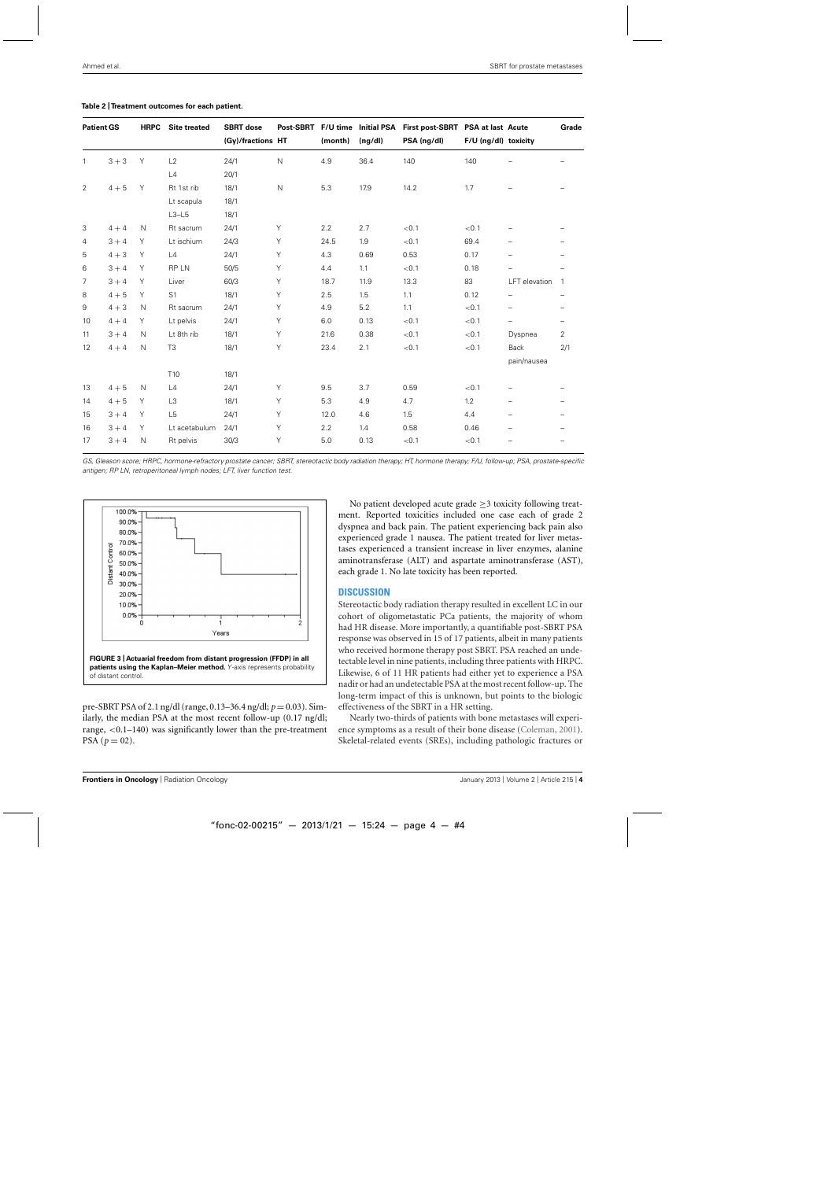**Table 2 | Treatment outcomes for each patient.**

| Patient | GS | HRPC | Site treated | SBRT dose (Gy)/fractions | Post-SBRT HT | F/U time (month) | Initial PSA (ng/dl) | First post-SBRT PSA (ng/dl) | PSA at last F/U (ng/dl) | Acute toxicity | Grade |
|---|---|---|---|---|---|---|---|---|---|---|---|
| 1 | 3 + 3 | Y | L2 | 24/1 | N | 4.9 | 36.4 | 140 | 140 | – | – |
| | | | L4 | 20/1 | | | | | | | |
| 2 | 4 + 5 | Y | Rt 1st rib | 18/1 | N | 5.3 | 17.9 | 14.2 | 1.7 | – | – |
| | | | Lt scapula | 18/1 | | | | | | | |
| | | | L3–L5 | 18/1 | | | | | | | |
| 3 | 4 + 4 | N | Rt sacrum | 24/1 | Y | 2.2 | 2.7 | <0.1 | <0.1 | – | – |
| 4 | 3 + 4 | Y | Lt ischium | 24/3 | Y | 24.5 | 1.9 | <0.1 | 69.4 | – | – |
| 5 | 4 + 3 | Y | L4 | 24/1 | Y | 4.3 | 0.69 | 0.53 | 0.17 | – | – |
| 6 | 3 + 4 | Y | RP LN | 50/5 | Y | 4.4 | 1.1 | <0.1 | 0.18 | – | – |
| 7 | 3 + 4 | Y | Liver | 60/3 | Y | 18.7 | 11.9 | 13.3 | 83 | LFT elevation | 1 |
| 8 | 4 + 5 | Y | S1 | 18/1 | Y | 2.5 | 1.5 | 1.1 | 0.12 | – | – |
| 9 | 4 + 3 | N | Rt sacrum | 24/1 | Y | 4.9 | 5.2 | 1.1 | <0.1 | – | – |
| 10 | 4 + 4 | Y | Lt pelvis | 24/1 | Y | 6.0 | 0.13 | <0.1 | <0.1 | – | – |
| 11 | 3 + 4 | N | Lt 8th rib | 18/1 | Y | 21.6 | 0.38 | <0.1 | <0.1 | Dyspnea | 2 |
| 12 | 4 + 4 | N | T3 | 18/1 | Y | 23.4 | 2.1 | <0.1 | <0.1 | Back pain/nausea | 2/1 |
| | | | T10 | 18/1 | | | | | | | |
| 13 | 4 + 5 | N | L4 | 24/1 | Y | 9.5 | 3.7 | 0.59 | <0.1 | – | – |
| 14 | 4 + 5 | Y | L3 | 18/1 | Y | 5.3 | 4.9 | 4.7 | 1.2 | – | – |
| 15 | 3 + 4 | Y | L5 | 24/1 | Y | 12.0 | 4.6 | 1.5 | 4.4 | – | – |
| 16 | 3 + 4 | Y | Lt acetabulum | 24/1 | Y | 2.2 | 1.4 | 0.58 | 0.46 | – | – |
| 17 | 3 + 4 | N | Rt pelvis | 30/3 | Y | 5.0 | 0.13 | <0.1 | <0.1 | – | – |

*GS, Gleason score; HRPC, hormone-refractory prostate cancer; SBRT, stereotactic body radiation therapy; HT, hormone therapy; F/U, follow-up; PSA, prostate-specific antigen; RP LN, retroperitoneal lymph nodes; LFT, liver function test.*

**FIGURE 3 | Actuarial freedom from distant progression (FFDP) in all patients using the Kaplan–Meier method.** *Y*-axis represents probability of distant control.

pre-SBRT PSA of 2.1 ng/dl (range, 0.13–36.4 ng/dl; $p = 0.03$). Similarly, the median PSA at the most recent follow-up (0.17 ng/dl; range, <0.1–140) was significantly lower than the pre-treatment PSA ($p = 02$).

No patient developed acute grade ≥3 toxicity following treatment. Reported toxicities included one case each of grade 2 dyspnea and back pain. The patient experiencing back pain also experienced grade 1 nausea. The patient treated for liver metastases experienced a transient increase in liver enzymes, alanine aminotransferase (ALT) and aspartate aminotransferase (AST), each grade 1. No late toxicity has been reported.

## DISCUSSION

Stereotactic body radiation therapy resulted in excellent LC in our cohort of oligometastatic PCa patients, the majority of whom had HR disease. More importantly, a quantifiable post-SBRT PSA response was observed in 15 of 17 patients, albeit in many patients who received hormone therapy post SBRT. PSA reached an undetectable level in nine patients, including three patients with HRPC. Likewise, 6 of 11 HR patients had either yet to experience a PSA nadir or had an undetectable PSA at the most recent follow-up. The long-term impact of this is unknown, but points to the biologic effectiveness of the SBRT in a HR setting.

Nearly two-thirds of patients with bone metastases will experience symptoms as a result of their bone disease (Coleman, 2001). Skeletal-related events (SREs), including pathologic fractures or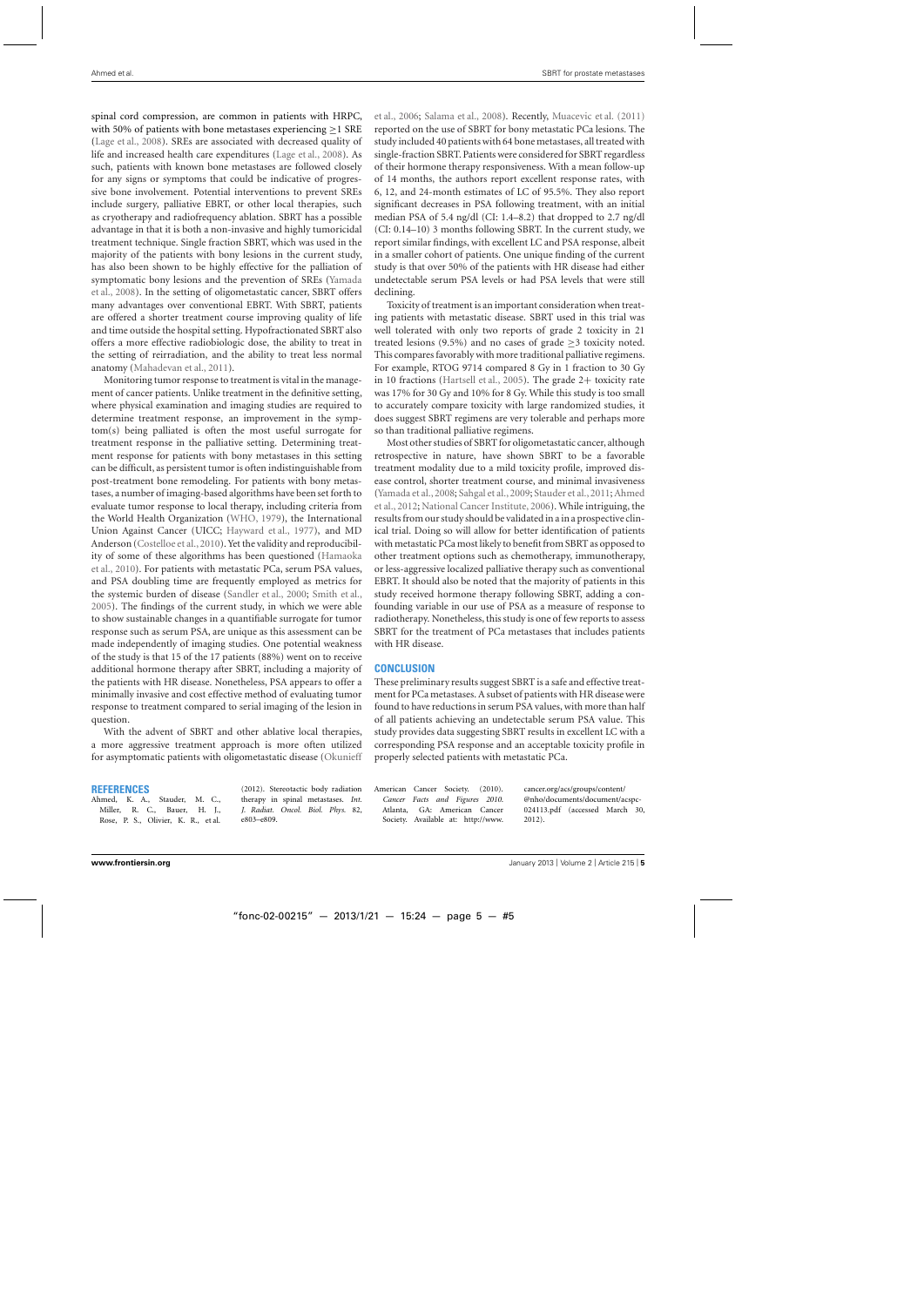spinal cord compression, are common in patients with HRPC, with 50% of patients with bone metastases experiencing ≥1 SRE (Lage et al., 2008). SREs are associated with decreased quality of life and increased health care expenditures (Lage et al., 2008). As such, patients with known bone metastases are followed closely for any signs or symptoms that could be indicative of progressive bone involvement. Potential interventions to prevent SREs include surgery, palliative EBRT, or other local therapies, such as cryotherapy and radiofrequency ablation. SBRT has a possible advantage in that it is both a non-invasive and highly tumoricidal treatment technique. Single fraction SBRT, which was used in the majority of the patients with bony lesions in the current study, has also been shown to be highly effective for the palliation of symptomatic bony lesions and the prevention of SREs (Yamada et al., 2008). In the setting of oligometastatic cancer, SBRT offers many advantages over conventional EBRT. With SBRT, patients are offered a shorter treatment course improving quality of life and time outside the hospital setting. Hypofractionated SBRT also offers a more effective radiobiologic dose, the ability to treat in the setting of reirradiation, and the ability to treat less normal anatomy (Mahadevan et al., 2011).

Monitoring tumor response to treatment is vital in the management of cancer patients. Unlike treatment in the definitive setting, where physical examination and imaging studies are required to determine treatment response, an improvement in the symptom(s) being palliated is often the most useful surrogate for treatment response in the palliative setting. Determining treatment response for patients with bony metastases in this setting can be difficult, as persistent tumor is often indistinguishable from post-treatment bone remodeling. For patients with bony metastases, a number of imaging-based algorithms have been set forth to evaluate tumor response to local therapy, including criteria from the World Health Organization (WHO, 1979), the International Union Against Cancer (UICC; Hayward et al., 1977), and MD Anderson (Costelloe et al., 2010). Yet the validity and reproducibility of some of these algorithms has been questioned (Hamaoka et al., 2010). For patients with metastatic PCa, serum PSA values, and PSA doubling time are frequently employed as metrics for the systemic burden of disease (Sandler et al., 2000; Smith et al., 2005). The findings of the current study, in which we were able to show sustainable changes in a quantifiable surrogate for tumor response such as serum PSA, are unique as this assessment can be made independently of imaging studies. One potential weakness of the study is that 15 of the 17 patients (88%) went on to receive additional hormone therapy after SBRT, including a majority of the patients with HR disease. Nonetheless, PSA appears to offer a minimally invasive and cost effective method of evaluating tumor response to treatment compared to serial imaging of the lesion in question.

With the advent of SBRT and other ablative local therapies, a more aggressive treatment approach is more often utilized for asymptomatic patients with oligometastatic disease (Okunieff et al., 2006; Salama et al., 2008). Recently, Muacevic et al. (2011) reported on the use of SBRT for bony metastatic PCa lesions. The study included 40 patients with 64 bone metastases, all treated with single-fraction SBRT. Patients were considered for SBRT regardless of their hormone therapy responsiveness. With a mean follow-up of 14 months, the authors report excellent response rates, with 6, 12, and 24-month estimates of LC of 95.5%. They also report significant decreases in PSA following treatment, with an initial median PSA of 5.4 ng/dl (CI: 1.4–8.2) that dropped to 2.7 ng/dl (CI: 0.14–10) 3 months following SBRT. In the current study, we report similar findings, with excellent LC and PSA response, albeit in a smaller cohort of patients. One unique finding of the current study is that over 50% of the patients with HR disease had either undetectable serum PSA levels or had PSA levels that were still declining.

Toxicity of treatment is an important consideration when treating patients with metastatic disease. SBRT used in this trial was well tolerated with only two reports of grade 2 toxicity in 21 treated lesions (9.5%) and no cases of grade ≥3 toxicity noted. This compares favorably with more traditional palliative regimens. For example, RTOG 9714 compared 8 Gy in 1 fraction to 30 Gy in 10 fractions (Hartsell et al., 2005). The grade 2+ toxicity rate was 17% for 30 Gy and 10% for 8 Gy. While this study is too small to accurately compare toxicity with large randomized studies, it does suggest SBRT regimens are very tolerable and perhaps more so than traditional palliative regimens.

Most other studies of SBRT for oligometastatic cancer, although retrospective in nature, have shown SBRT to be a favorable treatment modality due to a mild toxicity profile, improved disease control, shorter treatment course, and minimal invasiveness (Yamada et al., 2008; Sahgal et al., 2009; Stauder et al., 2011; Ahmed et al., 2012; National Cancer Institute, 2006). While intriguing, the results from our study should be validated in a in a prospective clinical trial. Doing so will allow for better identification of patients with metastatic PCa most likely to benefit from SBRT as opposed to other treatment options such as chemotherapy, immunotherapy, or less-aggressive localized palliative therapy such as conventional EBRT. It should also be noted that the majority of patients in this study received hormone therapy following SBRT, adding a confounding variable in our use of PSA as a measure of response to radiotherapy. Nonetheless, this study is one of few reports to assess SBRT for the treatment of PCa metastases that includes patients with HR disease.

## CONCLUSION

These preliminary results suggest SBRT is a safe and effective treatment for PCa metastases. A subset of patients with HR disease were found to have reductions in serum PSA values, with more than half of all patients achieving an undetectable serum PSA value. This study provides data suggesting SBRT results in excellent LC with a corresponding PSA response and an acceptable toxicity profile in properly selected patients with metastatic PCa.

## REFERENCES

Ahmed, K. A., Stauder, M. C., Miller, R. C., Bauer, H. J., Rose, P. S., Olivier, K. R., et al. (2012). Stereotactic body radiation therapy in spinal metastases. *Int. J. Radiat. Oncol. Biol. Phys.* 82, e803–e809.

American Cancer Society. (2010). *Cancer Facts and Figures 2010*. Atlanta, GA: American Cancer Society. Available at: http://www.cancer.org/acs/groups/content/@nho/documents/document/acspc-024113.pdf (accessed March 30, 2012).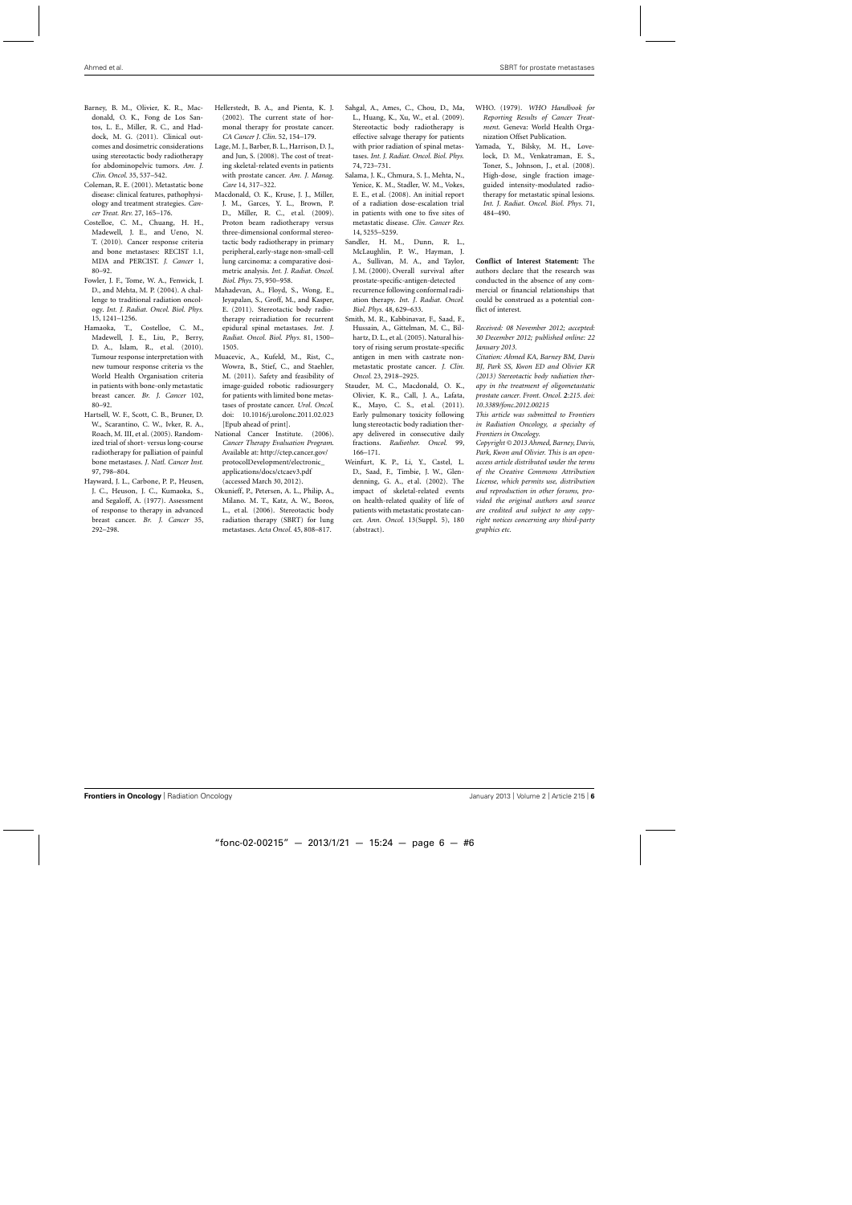Barney, B. M., Olivier, K. R., Macdonald, O. K., Fong de Los Santos, L. E., Miller, R. C., and Haddock, M. G. (2011). Clinical outcomes and dosimetric considerations using stereotactic body radiotherapy for abdominopelvic tumors. *Am. J. Clin. Oncol.* 35, 537–542.

Coleman, R. E. (2001). Metastatic bone disease: clinical features, pathophysiology and treatment strategies. *Cancer Treat. Rev.* 27, 165–176.

Costelloe, C. M., Chuang, H. H., Madewell, J. E., and Ueno, N. T. (2010). Cancer response criteria and bone metastases: RECIST 1.1, MDA and PERCIST. *J. Cancer* 1, 80–92.

Fowler, J. F., Tome, W. A., Fenwick, J. D., and Mehta, M. P. (2004). A challenge to traditional radiation oncology. *Int. J. Radiat. Oncol. Biol. Phys.* 15, 1241–1256.

Hamaoka, T., Costelloe, C. M., Madewell, J. E., Liu, P., Berry, D. A., Islam, R., et al. (2010). Tumour response interpretation with new tumour response criteria vs the World Health Organisation criteria in patients with bone-only metastatic breast cancer. *Br. J. Cancer* 102, 80–92.

Hartsell, W. F., Scott, C. B., Bruner, D. W., Scarantino, C. W., Ivker, R. A., Roach, M. III, et al. (2005). Randomized trial of short- versus long-course radiotherapy for palliation of painful bone metastases. *J. Natl. Cancer Inst.* 97, 798–804.

Hayward, J. L., Carbone, P. P., Heusen, J. C., Heuson, J. C., Kumaoka, S., and Segaloff, A. (1977). Assessment of response to therapy in advanced breast cancer. *Br. J. Cancer* 35, 292–298.

Hellerstedt, B. A., and Pienta, K. J. (2002). The current state of hormonal therapy for prostate cancer. *CA Cancer J. Clin.* 52, 154–179.

Lage, M. J., Barber, B. L., Harrison, D. J., and Jun, S. (2008). The cost of treating skeletal-related events in patients with prostate cancer. *Am. J. Manag. Care* 14, 317–322.

Macdonald, O. K., Kruse, J. J., Miller, J. M., Garces, Y. L., Brown, P. D., Miller, R. C., et al. (2009). Proton beam radiotherapy versus three-dimensional conformal stereotactic body radiotherapy in primary peripheral, early-stage non-small-cell lung carcinoma: a comparative dosimetric analysis. *Int. J. Radiat. Oncol. Biol. Phys.* 75, 950–958.

Mahadevan, A., Floyd, S., Wong, E., Jeyapalan, S., Groff, M., and Kasper, E. (2011). Stereotactic body radiotherapy reirradiation for recurrent epidural spinal metastases. *Int. J. Radiat. Oncol. Biol. Phys.* 81, 1500–1505.

Muacevic, A., Kufeld, M., Rist, C., Wowra, B., Stief, C., and Staehler, M. (2011). Safety and feasibility of image-guided robotic radiosurgery for patients with limited bone metastases of prostate cancer. *Urol. Oncol.* doi: 10.1016/j.urolonc.2011.02.023 [Epub ahead of print].

National Cancer Institute. (2006). *Cancer Therapy Evaluation Program*. Available at: http://ctep.cancer.gov/protocolDevelopment/electronic_applications/docs/ctcaev3.pdf (accessed March 30, 2012).

Okunieff, P., Petersen, A. L., Philip, A., Milano. M. T., Katz, A. W., Boros, L., et al. (2006). Stereotactic body radiation therapy (SBRT) for lung metastases. *Acta Oncol.* 45, 808–817.

Sahgal, A., Ames, C., Chou, D., Ma, L., Huang, K., Xu, W., et al. (2009). Stereotactic body radiotherapy is effective salvage therapy for patients with prior radiation of spinal metastases. *Int. J. Radiat. Oncol. Biol. Phys.* 74, 723–731.

Salama, J. K., Chmura, S. J., Mehta, N., Yenice, K. M., Stadler, W. M., Vokes, E. E., et al. (2008). An initial report of a radiation dose-escalation trial in patients with one to five sites of metastatic disease. *Clin. Cancer Res.* 14, 5255–5259.

Sandler, H. M., Dunn, R. L., McLaughlin, P. W., Hayman, J. A., Sullivan, M. A., and Taylor, J. M. (2000). Overall survival after prostate-specific-antigen-detected recurrence following conformal radiation therapy. *Int. J. Radiat. Oncol. Biol. Phys.* 48, 629–633.

Smith, M. R., Kabbinavar, F., Saad, F., Hussain, A., Gittelman, M. C., Bilhartz, D. L., et al. (2005). Natural history of rising serum prostate-specific antigen in men with castrate nonmetastatic prostate cancer. *J. Clin. Oncol.* 23, 2918–2925.

Stauder, M. C., Macdonald, O. K., Olivier, K. R., Call, J. A., Lafata, K., Mayo, C. S., et al. (2011). Early pulmonary toxicity following lung stereotactic body radiation therapy delivered in consecutive daily fractions. *Radiother. Oncol.* 99, 166–171.

Weinfurt, K. P., Li, Y., Castel, L. D., Saad, F., Timbie, J. W., Glendenning, G. A., et al. (2002). The impact of skeletal-related events on health-related quality of life of patients with metastatic prostate cancer. *Ann. Oncol.* 13(Suppl. 5), 180 (abstract).

WHO. (1979). *WHO Handbook for Reporting Results of Cancer Treatment*. Geneva: World Health Organization Offset Publication.

Yamada, Y., Bilsky, M. H., Lovelock, D. M., Venkatraman, E. S., Toner, S., Johnson, J., et al. (2008). High-dose, single fraction image-guided intensity-modulated radiotherapy for metastatic spinal lesions. *Int. J. Radiat. Oncol. Biol. Phys.* 71, 484–490.

**Conflict of Interest Statement:** The authors declare that the research was conducted in the absence of any commercial or financial relationships that could be construed as a potential conflict of interest.

*Received: 08 November 2012; accepted: 30 December 2012; published online: 22 January 2013.*

*Citation: Ahmed KA, Barney BM, Davis BJ, Park SS, Kwon ED and Olivier KR (2013) Stereotactic body radiation therapy in the treatment of oligometastatic prostate cancer. Front. Oncol.* **2***:215. doi: 10.3389/fonc.2012.00215*

*This article was submitted to Frontiers in Radiation Oncology, a specialty of Frontiers in Oncology.*

*Copyright © 2013 Ahmed, Barney, Davis, Park, Kwon and Olivier. This is an open-access article distributed under the terms of the Creative Commons Attribution License, which permits use, distribution and reproduction in other forums, provided the original authors and source are credited and subject to any copyright notices concerning any third-party graphics etc.*